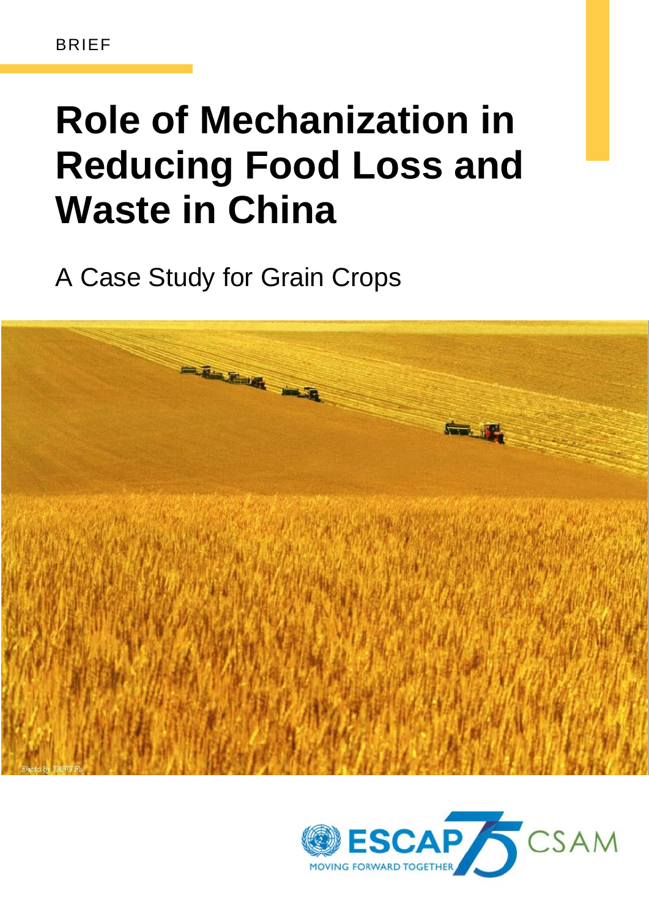BRIEF

# Role of Mechanization in Reducing Food Loss and Waste in China

A Case Study for Grain Crops

Photo by TANG Fu

ESCAP MOVING FORWARD TOGETHER CSAM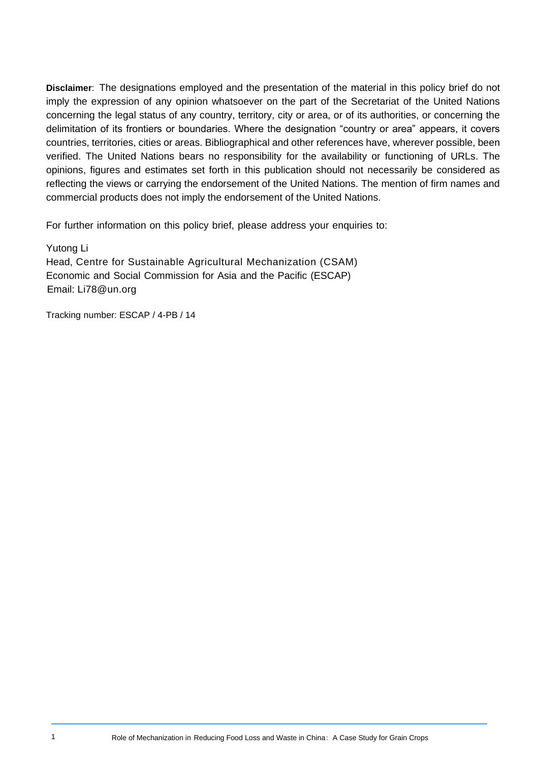**Disclaimer**: The designations employed and the presentation of the material in this policy brief do not imply the expression of any opinion whatsoever on the part of the Secretariat of the United Nations concerning the legal status of any country, territory, city or area, or of its authorities, or concerning the delimitation of its frontiers or boundaries. Where the designation "country or area" appears, it covers countries, territories, cities or areas. Bibliographical and other references have, wherever possible, been verified. The United Nations bears no responsibility for the availability or functioning of URLs. The opinions, figures and estimates set forth in this publication should not necessarily be considered as reflecting the views or carrying the endorsement of the United Nations. The mention of firm names and commercial products does not imply the endorsement of the United Nations.

For further information on this policy brief, please address your enquiries to:

Yutong Li
Head, Centre for Sustainable Agricultural Mechanization (CSAM)
Economic and Social Commission for Asia and the Pacific (ESCAP)
Email: Li78@un.org

Tracking number: ESCAP / 4-PB / 14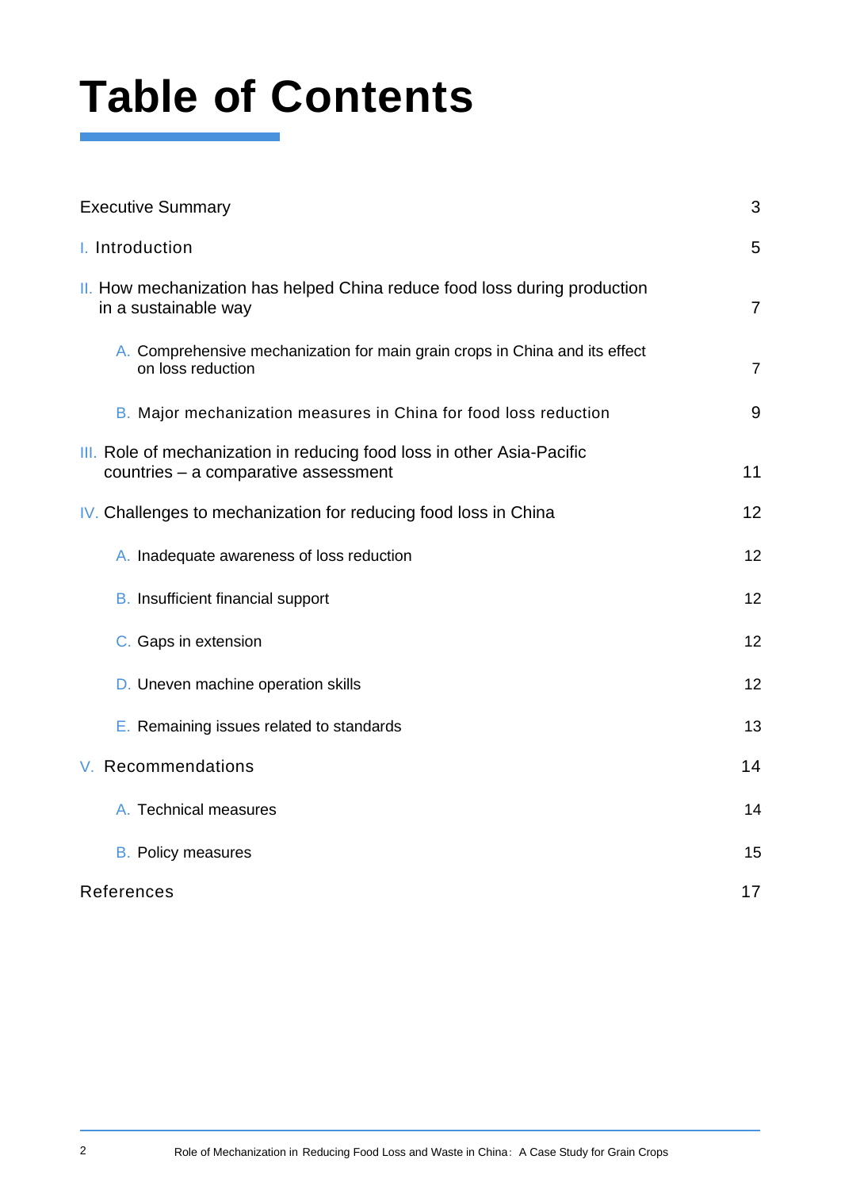# Table of Contents

| | |
|---|---|
| Executive Summary | 3 |
| I. Introduction | 5 |
| II. How mechanization has helped China reduce food loss during production in a sustainable way | 7 |
| A. Comprehensive mechanization for main grain crops in China and its effect on loss reduction | 7 |
| B. Major mechanization measures in China for food loss reduction | 9 |
| III. Role of mechanization in reducing food loss in other Asia-Pacific countries – a comparative assessment | 11 |
| IV. Challenges to mechanization for reducing food loss in China | 12 |
| A. Inadequate awareness of loss reduction | 12 |
| B. Insufficient financial support | 12 |
| C. Gaps in extension | 12 |
| D. Uneven machine operation skills | 12 |
| E. Remaining issues related to standards | 13 |
| V. Recommendations | 14 |
| A. Technical measures | 14 |
| B. Policy measures | 15 |
| References | 17 |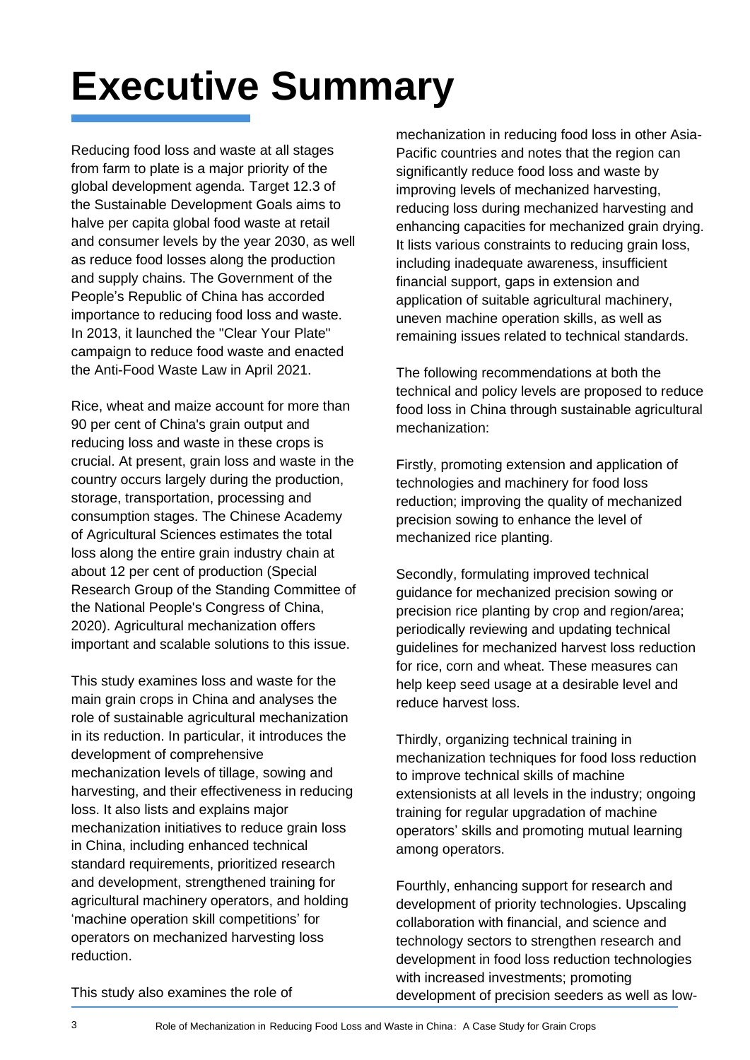# Executive Summary

Reducing food loss and waste at all stages from farm to plate is a major priority of the global development agenda. Target 12.3 of the Sustainable Development Goals aims to halve per capita global food waste at retail and consumer levels by the year 2030, as well as reduce food losses along the production and supply chains. The Government of the People's Republic of China has accorded importance to reducing food loss and waste. In 2013, it launched the "Clear Your Plate" campaign to reduce food waste and enacted the Anti-Food Waste Law in April 2021.

Rice, wheat and maize account for more than 90 per cent of China's grain output and reducing loss and waste in these crops is crucial. At present, grain loss and waste in the country occurs largely during the production, storage, transportation, processing and consumption stages. The Chinese Academy of Agricultural Sciences estimates the total loss along the entire grain industry chain at about 12 per cent of production (Special Research Group of the Standing Committee of the National People's Congress of China, 2020). Agricultural mechanization offers important and scalable solutions to this issue.

This study examines loss and waste for the main grain crops in China and analyses the role of sustainable agricultural mechanization in its reduction. In particular, it introduces the development of comprehensive mechanization levels of tillage, sowing and harvesting, and their effectiveness in reducing loss. It also lists and explains major mechanization initiatives to reduce grain loss in China, including enhanced technical standard requirements, prioritized research and development, strengthened training for agricultural machinery operators, and holding 'machine operation skill competitions' for operators on mechanized harvesting loss reduction.

This study also examines the role of mechanization in reducing food loss in other Asia-Pacific countries and notes that the region can significantly reduce food loss and waste by improving levels of mechanized harvesting, reducing loss during mechanized harvesting and enhancing capacities for mechanized grain drying. It lists various constraints to reducing grain loss, including inadequate awareness, insufficient financial support, gaps in extension and application of suitable agricultural machinery, uneven machine operation skills, as well as remaining issues related to technical standards.

The following recommendations at both the technical and policy levels are proposed to reduce food loss in China through sustainable agricultural mechanization:

Firstly, promoting extension and application of technologies and machinery for food loss reduction; improving the quality of mechanized precision sowing to enhance the level of mechanized rice planting.

Secondly, formulating improved technical guidance for mechanized precision sowing or precision rice planting by crop and region/area; periodically reviewing and updating technical guidelines for mechanized harvest loss reduction for rice, corn and wheat. These measures can help keep seed usage at a desirable level and reduce harvest loss.

Thirdly, organizing technical training in mechanization techniques for food loss reduction to improve technical skills of machine extensionists at all levels in the industry; ongoing training for regular upgradation of machine operators' skills and promoting mutual learning among operators.

Fourthly, enhancing support for research and development of priority technologies. Upscaling collaboration with financial, and science and technology sectors to strengthen research and development in food loss reduction technologies with increased investments; promoting development of precision seeders as well as low-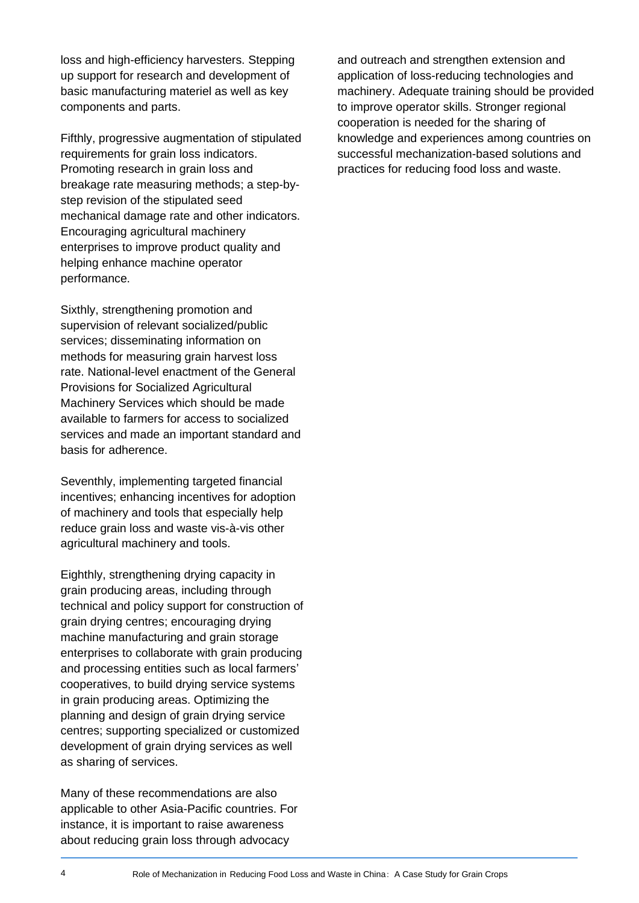loss and high-efficiency harvesters. Stepping up support for research and development of basic manufacturing materiel as well as key components and parts.

Fifthly, progressive augmentation of stipulated requirements for grain loss indicators. Promoting research in grain loss and breakage rate measuring methods; a step-by-step revision of the stipulated seed mechanical damage rate and other indicators. Encouraging agricultural machinery enterprises to improve product quality and helping enhance machine operator performance.

Sixthly, strengthening promotion and supervision of relevant socialized/public services; disseminating information on methods for measuring grain harvest loss rate. National-level enactment of the General Provisions for Socialized Agricultural Machinery Services which should be made available to farmers for access to socialized services and made an important standard and basis for adherence.

Seventhly, implementing targeted financial incentives; enhancing incentives for adoption of machinery and tools that especially help reduce grain loss and waste vis-à-vis other agricultural machinery and tools.

Eighthly, strengthening drying capacity in grain producing areas, including through technical and policy support for construction of grain drying centres; encouraging drying machine manufacturing and grain storage enterprises to collaborate with grain producing and processing entities such as local farmers' cooperatives, to build drying service systems in grain producing areas. Optimizing the planning and design of grain drying service centres; supporting specialized or customized development of grain drying services as well as sharing of services.

Many of these recommendations are also applicable to other Asia-Pacific countries. For instance, it is important to raise awareness about reducing grain loss through advocacy and outreach and strengthen extension and application of loss-reducing technologies and machinery. Adequate training should be provided to improve operator skills. Stronger regional cooperation is needed for the sharing of knowledge and experiences among countries on successful mechanization-based solutions and practices for reducing food loss and waste.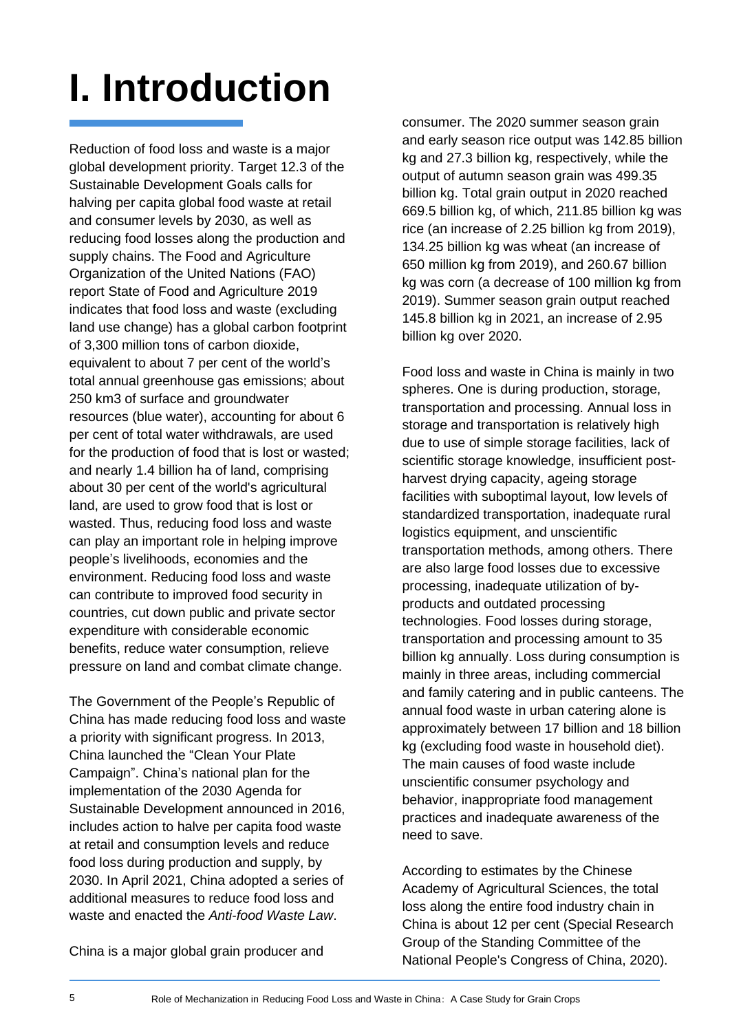# I. Introduction

Reduction of food loss and waste is a major global development priority. Target 12.3 of the Sustainable Development Goals calls for halving per capita global food waste at retail and consumer levels by 2030, as well as reducing food losses along the production and supply chains. The Food and Agriculture Organization of the United Nations (FAO) report State of Food and Agriculture 2019 indicates that food loss and waste (excluding land use change) has a global carbon footprint of 3,300 million tons of carbon dioxide, equivalent to about 7 per cent of the world's total annual greenhouse gas emissions; about 250 km3 of surface and groundwater resources (blue water), accounting for about 6 per cent of total water withdrawals, are used for the production of food that is lost or wasted; and nearly 1.4 billion ha of land, comprising about 30 per cent of the world's agricultural land, are used to grow food that is lost or wasted. Thus, reducing food loss and waste can play an important role in helping improve people's livelihoods, economies and the environment. Reducing food loss and waste can contribute to improved food security in countries, cut down public and private sector expenditure with considerable economic benefits, reduce water consumption, relieve pressure on land and combat climate change.

The Government of the People's Republic of China has made reducing food loss and waste a priority with significant progress. In 2013, China launched the "Clean Your Plate Campaign". China's national plan for the implementation of the 2030 Agenda for Sustainable Development announced in 2016, includes action to halve per capita food waste at retail and consumption levels and reduce food loss during production and supply, by 2030. In April 2021, China adopted a series of additional measures to reduce food loss and waste and enacted the *Anti-food Waste Law*.

China is a major global grain producer and consumer. The 2020 summer season grain and early season rice output was 142.85 billion kg and 27.3 billion kg, respectively, while the output of autumn season grain was 499.35 billion kg. Total grain output in 2020 reached 669.5 billion kg, of which, 211.85 billion kg was rice (an increase of 2.25 billion kg from 2019), 134.25 billion kg was wheat (an increase of 650 million kg from 2019), and 260.67 billion kg was corn (a decrease of 100 million kg from 2019). Summer season grain output reached 145.8 billion kg in 2021, an increase of 2.95 billion kg over 2020.

Food loss and waste in China is mainly in two spheres. One is during production, storage, transportation and processing. Annual loss in storage and transportation is relatively high due to use of simple storage facilities, lack of scientific storage knowledge, insufficient post-harvest drying capacity, ageing storage facilities with suboptimal layout, low levels of standardized transportation, inadequate rural logistics equipment, and unscientific transportation methods, among others. There are also large food losses due to excessive processing, inadequate utilization of by-products and outdated processing technologies. Food losses during storage, transportation and processing amount to 35 billion kg annually. Loss during consumption is mainly in three areas, including commercial and family catering and in public canteens. The annual food waste in urban catering alone is approximately between 17 billion and 18 billion kg (excluding food waste in household diet). The main causes of food waste include unscientific consumer psychology and behavior, inappropriate food management practices and inadequate awareness of the need to save.

According to estimates by the Chinese Academy of Agricultural Sciences, the total loss along the entire food industry chain in China is about 12 per cent (Special Research Group of the Standing Committee of the National People's Congress of China, 2020).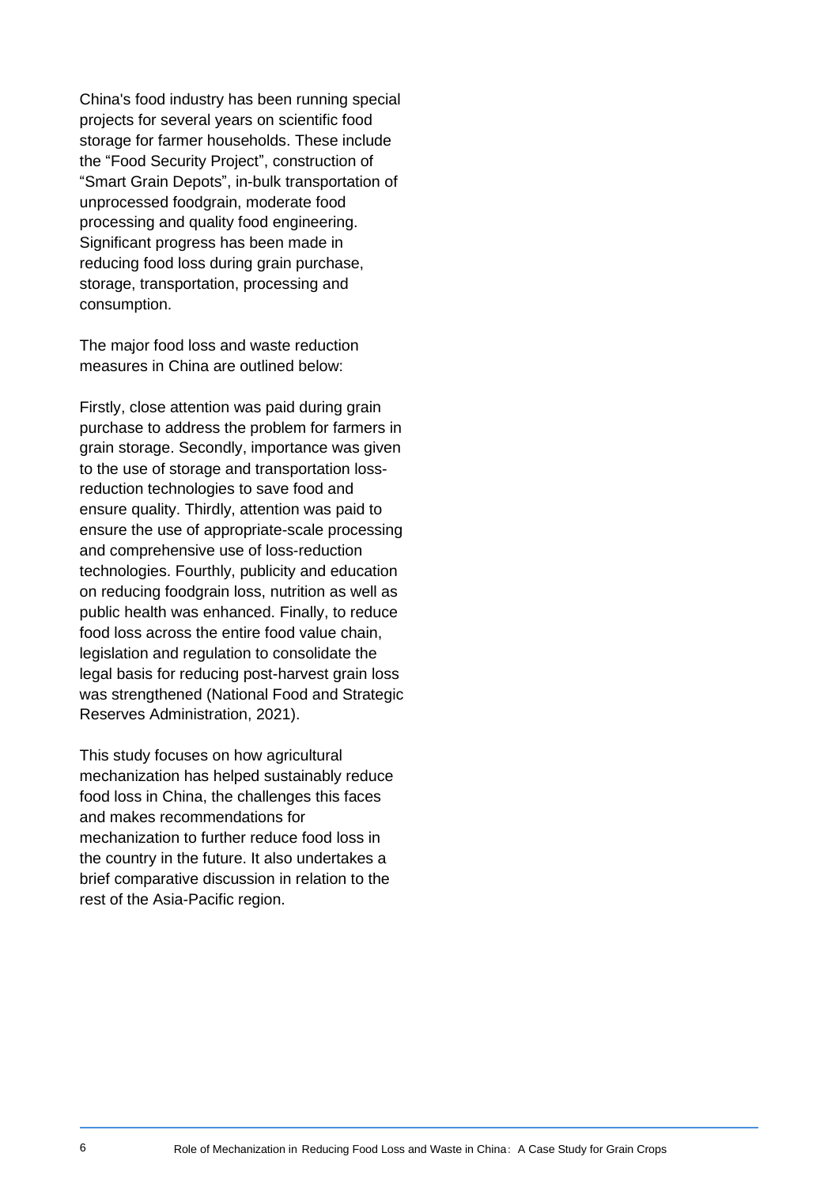China's food industry has been running special projects for several years on scientific food storage for farmer households. These include the “Food Security Project”, construction of “Smart Grain Depots”, in-bulk transportation of unprocessed foodgrain, moderate food processing and quality food engineering. Significant progress has been made in reducing food loss during grain purchase, storage, transportation, processing and consumption.

The major food loss and waste reduction measures in China are outlined below:

Firstly, close attention was paid during grain purchase to address the problem for farmers in grain storage. Secondly, importance was given to the use of storage and transportation loss-reduction technologies to save food and ensure quality. Thirdly, attention was paid to ensure the use of appropriate-scale processing and comprehensive use of loss-reduction technologies. Fourthly, publicity and education on reducing foodgrain loss, nutrition as well as public health was enhanced. Finally, to reduce food loss across the entire food value chain, legislation and regulation to consolidate the legal basis for reducing post-harvest grain loss was strengthened (National Food and Strategic Reserves Administration, 2021).

This study focuses on how agricultural mechanization has helped sustainably reduce food loss in China, the challenges this faces and makes recommendations for mechanization to further reduce food loss in the country in the future. It also undertakes a brief comparative discussion in relation to the rest of the Asia-Pacific region.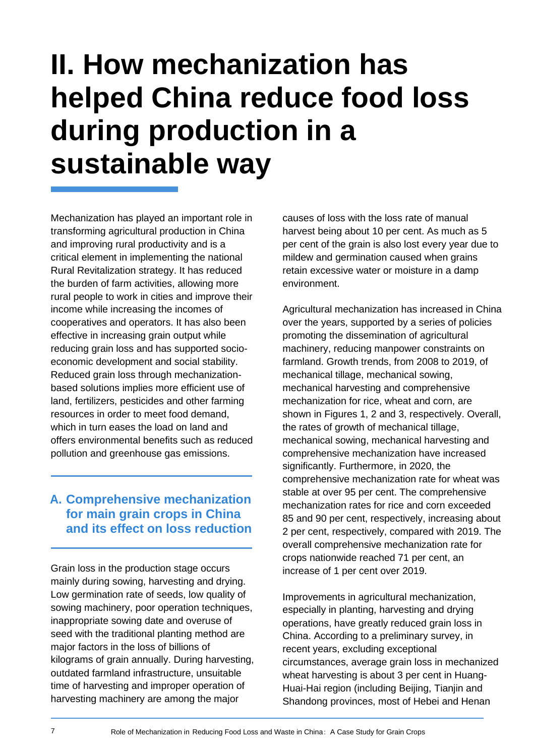# II. How mechanization has helped China reduce food loss during production in a sustainable way

Mechanization has played an important role in transforming agricultural production in China and improving rural productivity and is a critical element in implementing the national Rural Revitalization strategy. It has reduced the burden of farm activities, allowing more rural people to work in cities and improve their income while increasing the incomes of cooperatives and operators. It has also been effective in increasing grain output while reducing grain loss and has supported socio-economic development and social stability. Reduced grain loss through mechanization-based solutions implies more efficient use of land, fertilizers, pesticides and other farming resources in order to meet food demand, which in turn eases the load on land and offers environmental benefits such as reduced pollution and greenhouse gas emissions.

## A. Comprehensive mechanization for main grain crops in China and its effect on loss reduction

Grain loss in the production stage occurs mainly during sowing, harvesting and drying. Low germination rate of seeds, low quality of sowing machinery, poor operation techniques, inappropriate sowing date and overuse of seed with the traditional planting method are major factors in the loss of billions of kilograms of grain annually. During harvesting, outdated farmland infrastructure, unsuitable time of harvesting and improper operation of harvesting machinery are among the major causes of loss with the loss rate of manual harvest being about 10 per cent. As much as 5 per cent of the grain is also lost every year due to mildew and germination caused when grains retain excessive water or moisture in a damp environment.

Agricultural mechanization has increased in China over the years, supported by a series of policies promoting the dissemination of agricultural machinery, reducing manpower constraints on farmland. Growth trends, from 2008 to 2019, of mechanical tillage, mechanical sowing, mechanical harvesting and comprehensive mechanization for rice, wheat and corn, are shown in Figures 1, 2 and 3, respectively. Overall, the rates of growth of mechanical tillage, mechanical sowing, mechanical harvesting and comprehensive mechanization have increased significantly. Furthermore, in 2020, the comprehensive mechanization rate for wheat was stable at over 95 per cent. The comprehensive mechanization rates for rice and corn exceeded 85 and 90 per cent, respectively, increasing about 2 per cent, respectively, compared with 2019. The overall comprehensive mechanization rate for crops nationwide reached 71 per cent, an increase of 1 per cent over 2019.

Improvements in agricultural mechanization, especially in planting, harvesting and drying operations, have greatly reduced grain loss in China. According to a preliminary survey, in recent years, excluding exceptional circumstances, average grain loss in mechanized wheat harvesting is about 3 per cent in Huang-Huai-Hai region (including Beijing, Tianjin and Shandong provinces, most of Hebei and Henan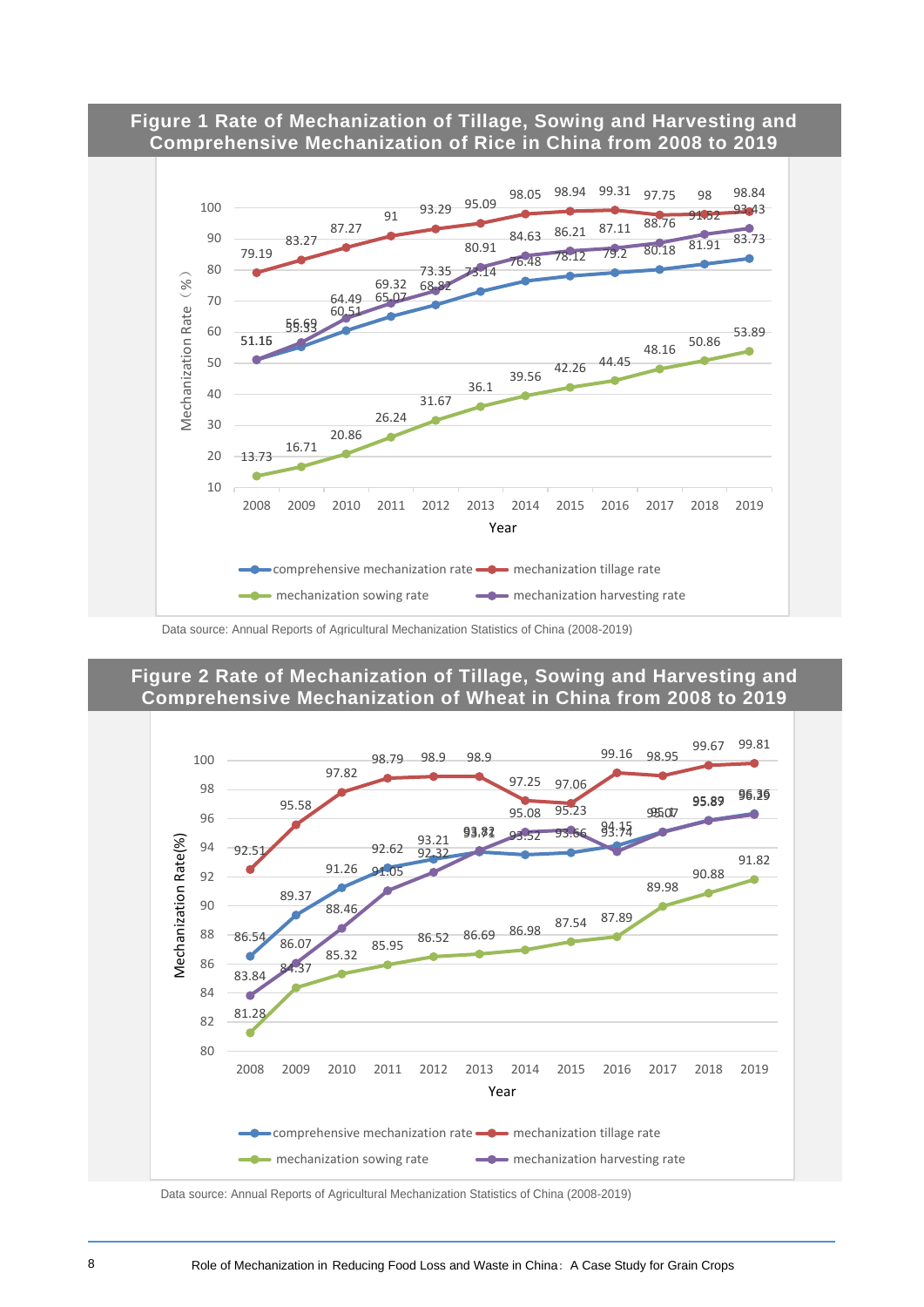**Figure 1 Rate of Mechanization of Tillage, Sowing and Harvesting and Comprehensive Mechanization of Rice in China from 2008 to 2019**

Data source: Annual Reports of Agricultural Mechanization Statistics of China (2008-2019)

**Figure 2 Rate of Mechanization of Tillage, Sowing and Harvesting and Comprehensive Mechanization of Wheat in China from 2008 to 2019**

Data source: Annual Reports of Agricultural Mechanization Statistics of China (2008-2019)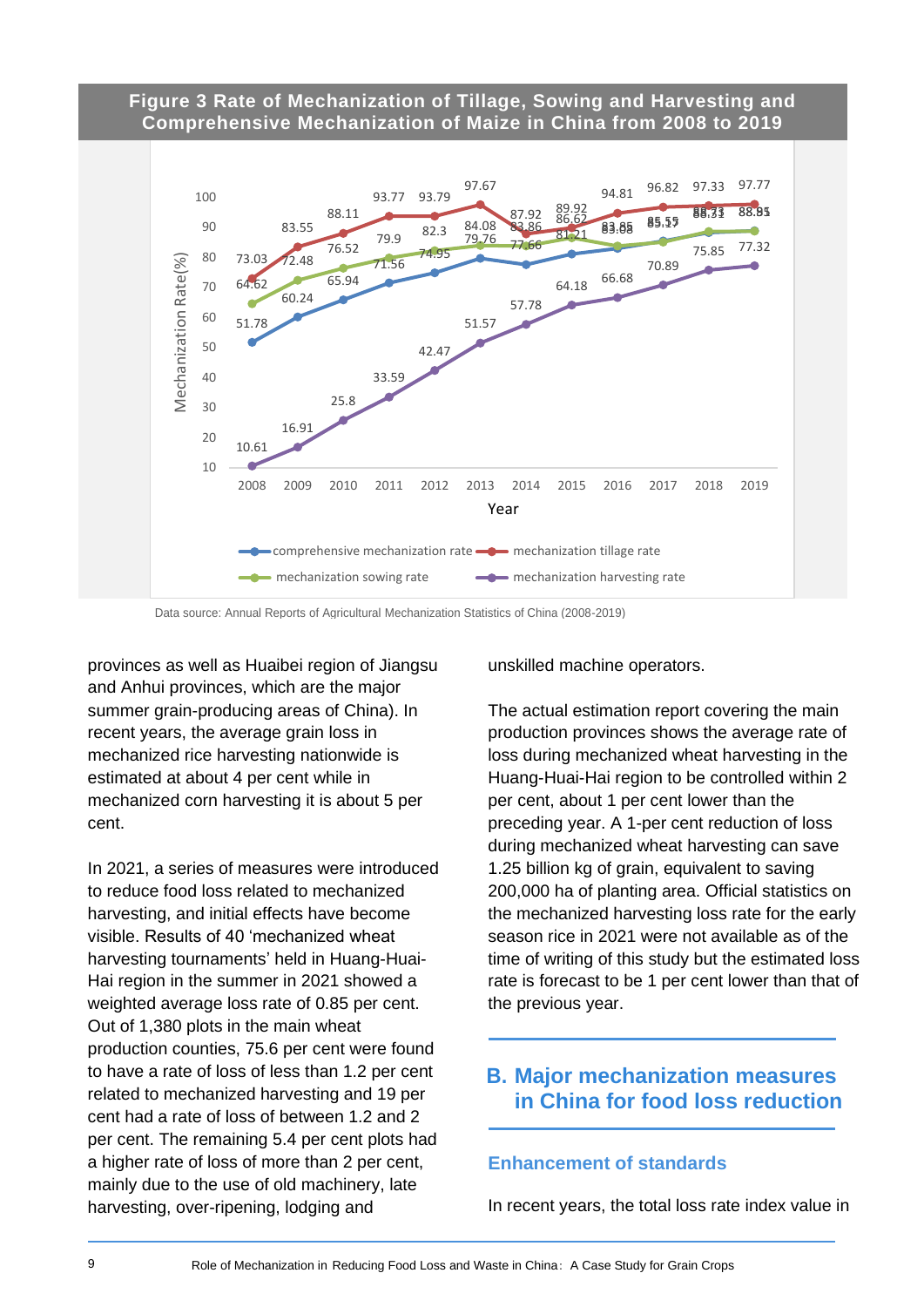**Figure 3 Rate of Mechanization of Tillage, Sowing and Harvesting and Comprehensive Mechanization of Maize in China from 2008 to 2019**

Data source: Annual Reports of Agricultural Mechanization Statistics of China (2008-2019)

provinces as well as Huaibei region of Jiangsu and Anhui provinces, which are the major summer grain-producing areas of China). In recent years, the average grain loss in mechanized rice harvesting nationwide is estimated at about 4 per cent while in mechanized corn harvesting it is about 5 per cent.

In 2021, a series of measures were introduced to reduce food loss related to mechanized harvesting, and initial effects have become visible. Results of 40 'mechanized wheat harvesting tournaments' held in Huang-Huai-Hai region in the summer in 2021 showed a weighted average loss rate of 0.85 per cent. Out of 1,380 plots in the main wheat production counties, 75.6 per cent were found to have a rate of loss of less than 1.2 per cent related to mechanized harvesting and 19 per cent had a rate of loss of between 1.2 and 2 per cent. The remaining 5.4 per cent plots had a higher rate of loss of more than 2 per cent, mainly due to the use of old machinery, late harvesting, over-ripening, lodging and unskilled machine operators.

The actual estimation report covering the main production provinces shows the average rate of loss during mechanized wheat harvesting in the Huang-Huai-Hai region to be controlled within 2 per cent, about 1 per cent lower than the preceding year. A 1-per cent reduction of loss during mechanized wheat harvesting can save 1.25 billion kg of grain, equivalent to saving 200,000 ha of planting area. Official statistics on the mechanized harvesting loss rate for the early season rice in 2021 were not available as of the time of writing of this study but the estimated loss rate is forecast to be 1 per cent lower than that of the previous year.

## B. Major mechanization measures in China for food loss reduction

### Enhancement of standards

In recent years, the total loss rate index value in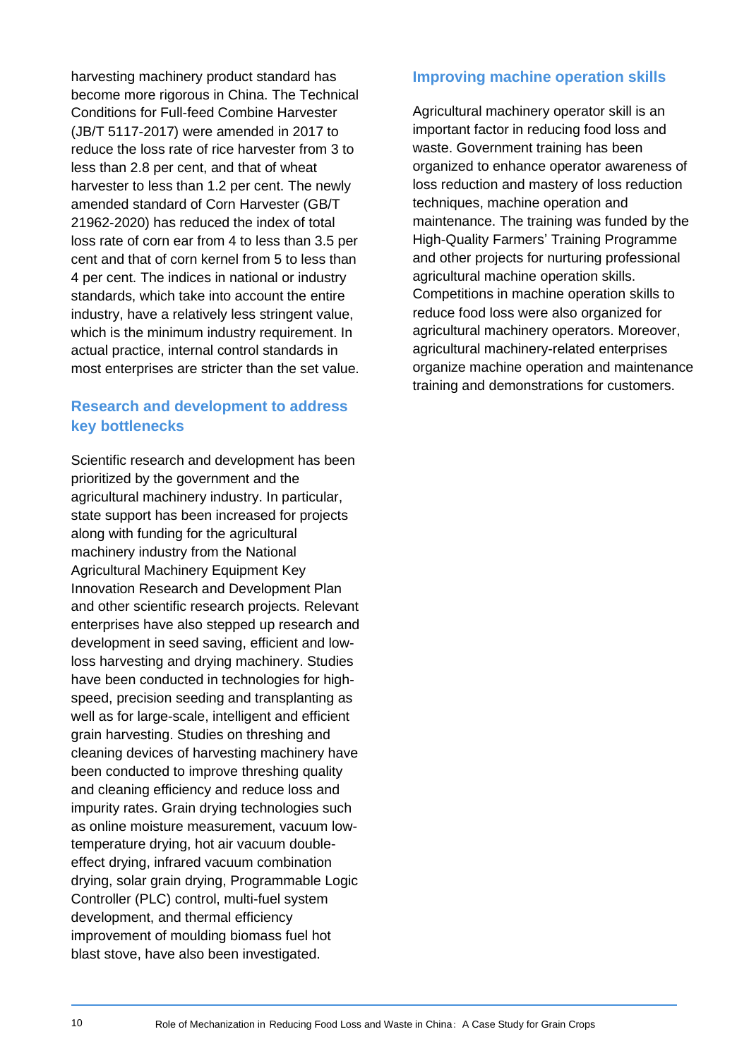harvesting machinery product standard has become more rigorous in China. The Technical Conditions for Full-feed Combine Harvester (JB/T 5117-2017) were amended in 2017 to reduce the loss rate of rice harvester from 3 to less than 2.8 per cent, and that of wheat harvester to less than 1.2 per cent. The newly amended standard of Corn Harvester (GB/T 21962-2020) has reduced the index of total loss rate of corn ear from 4 to less than 3.5 per cent and that of corn kernel from 5 to less than 4 per cent. The indices in national or industry standards, which take into account the entire industry, have a relatively less stringent value, which is the minimum industry requirement. In actual practice, internal control standards in most enterprises are stricter than the set value.

## Research and development to address key bottlenecks

Scientific research and development has been prioritized by the government and the agricultural machinery industry. In particular, state support has been increased for projects along with funding for the agricultural machinery industry from the National Agricultural Machinery Equipment Key Innovation Research and Development Plan and other scientific research projects. Relevant enterprises have also stepped up research and development in seed saving, efficient and low-loss harvesting and drying machinery. Studies have been conducted in technologies for high-speed, precision seeding and transplanting as well as for large-scale, intelligent and efficient grain harvesting. Studies on threshing and cleaning devices of harvesting machinery have been conducted to improve threshing quality and cleaning efficiency and reduce loss and impurity rates. Grain drying technologies such as online moisture measurement, vacuum low-temperature drying, hot air vacuum double-effect drying, infrared vacuum combination drying, solar grain drying, Programmable Logic Controller (PLC) control, multi-fuel system development, and thermal efficiency improvement of moulding biomass fuel hot blast stove, have also been investigated.

## Improving machine operation skills

Agricultural machinery operator skill is an important factor in reducing food loss and waste. Government training has been organized to enhance operator awareness of loss reduction and mastery of loss reduction techniques, machine operation and maintenance. The training was funded by the High-Quality Farmers' Training Programme and other projects for nurturing professional agricultural machine operation skills. Competitions in machine operation skills to reduce food loss were also organized for agricultural machinery operators. Moreover, agricultural machinery-related enterprises organize machine operation and maintenance training and demonstrations for customers.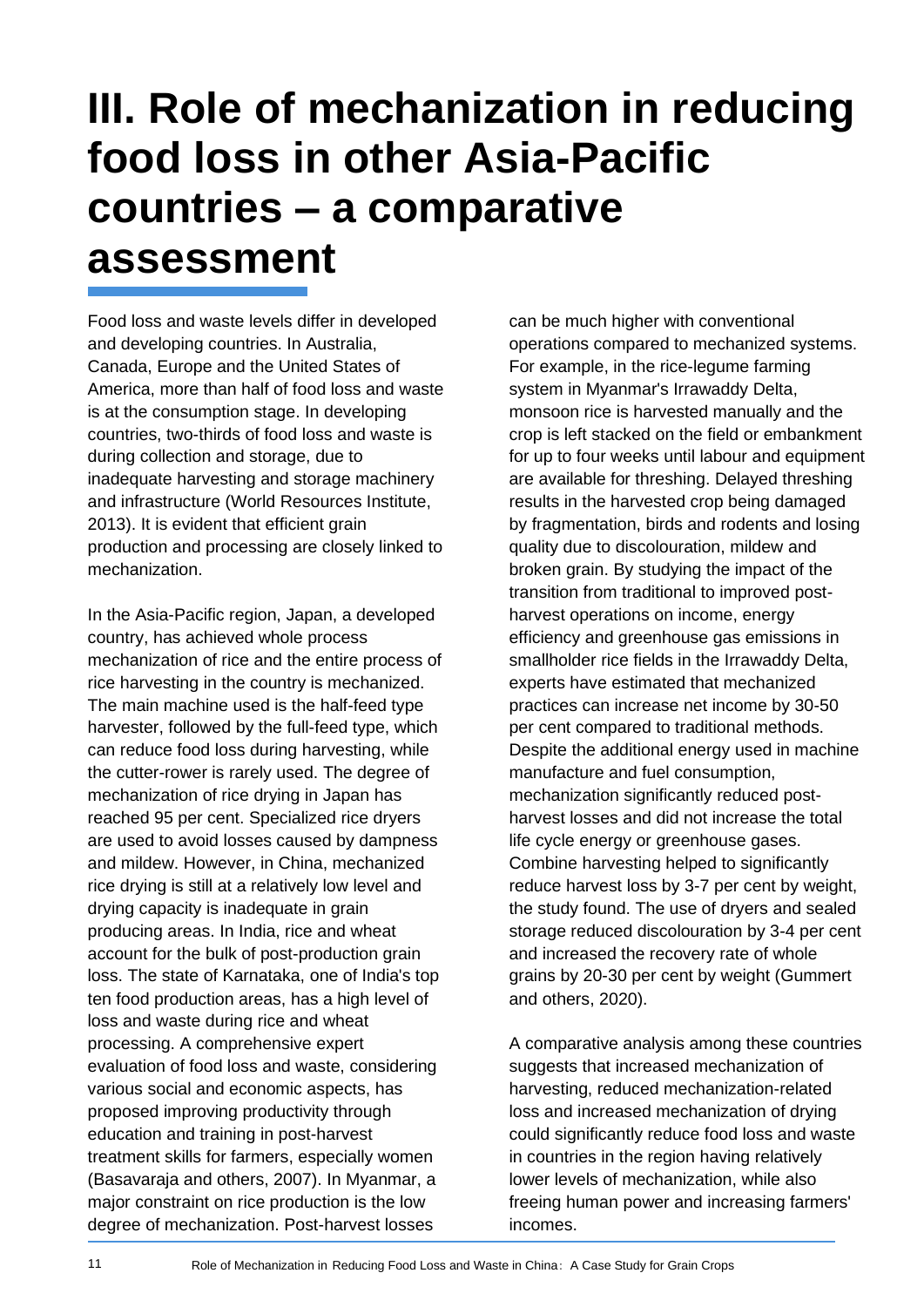# III. Role of mechanization in reducing food loss in other Asia-Pacific countries – a comparative assessment

Food loss and waste levels differ in developed and developing countries. In Australia, Canada, Europe and the United States of America, more than half of food loss and waste is at the consumption stage. In developing countries, two-thirds of food loss and waste is during collection and storage, due to inadequate harvesting and storage machinery and infrastructure (World Resources Institute, 2013). It is evident that efficient grain production and processing are closely linked to mechanization.

In the Asia-Pacific region, Japan, a developed country, has achieved whole process mechanization of rice and the entire process of rice harvesting in the country is mechanized. The main machine used is the half-feed type harvester, followed by the full-feed type, which can reduce food loss during harvesting, while the cutter-rower is rarely used. The degree of mechanization of rice drying in Japan has reached 95 per cent. Specialized rice dryers are used to avoid losses caused by dampness and mildew. However, in China, mechanized rice drying is still at a relatively low level and drying capacity is inadequate in grain producing areas. In India, rice and wheat account for the bulk of post-production grain loss. The state of Karnataka, one of India's top ten food production areas, has a high level of loss and waste during rice and wheat processing. A comprehensive expert evaluation of food loss and waste, considering various social and economic aspects, has proposed improving productivity through education and training in post-harvest treatment skills for farmers, especially women (Basavaraja and others, 2007). In Myanmar, a major constraint on rice production is the low degree of mechanization. Post-harvest losses can be much higher with conventional operations compared to mechanized systems. For example, in the rice-legume farming system in Myanmar's Irrawaddy Delta, monsoon rice is harvested manually and the crop is left stacked on the field or embankment for up to four weeks until labour and equipment are available for threshing. Delayed threshing results in the harvested crop being damaged by fragmentation, birds and rodents and losing quality due to discolouration, mildew and broken grain. By studying the impact of the transition from traditional to improved post-harvest operations on income, energy efficiency and greenhouse gas emissions in smallholder rice fields in the Irrawaddy Delta, experts have estimated that mechanized practices can increase net income by 30-50 per cent compared to traditional methods. Despite the additional energy used in machine manufacture and fuel consumption, mechanization significantly reduced post-harvest losses and did not increase the total life cycle energy or greenhouse gases. Combine harvesting helped to significantly reduce harvest loss by 3-7 per cent by weight, the study found. The use of dryers and sealed storage reduced discolouration by 3-4 per cent and increased the recovery rate of whole grains by 20-30 per cent by weight (Gummert and others, 2020).

A comparative analysis among these countries suggests that increased mechanization of harvesting, reduced mechanization-related loss and increased mechanization of drying could significantly reduce food loss and waste in countries in the region having relatively lower levels of mechanization, while also freeing human power and increasing farmers' incomes.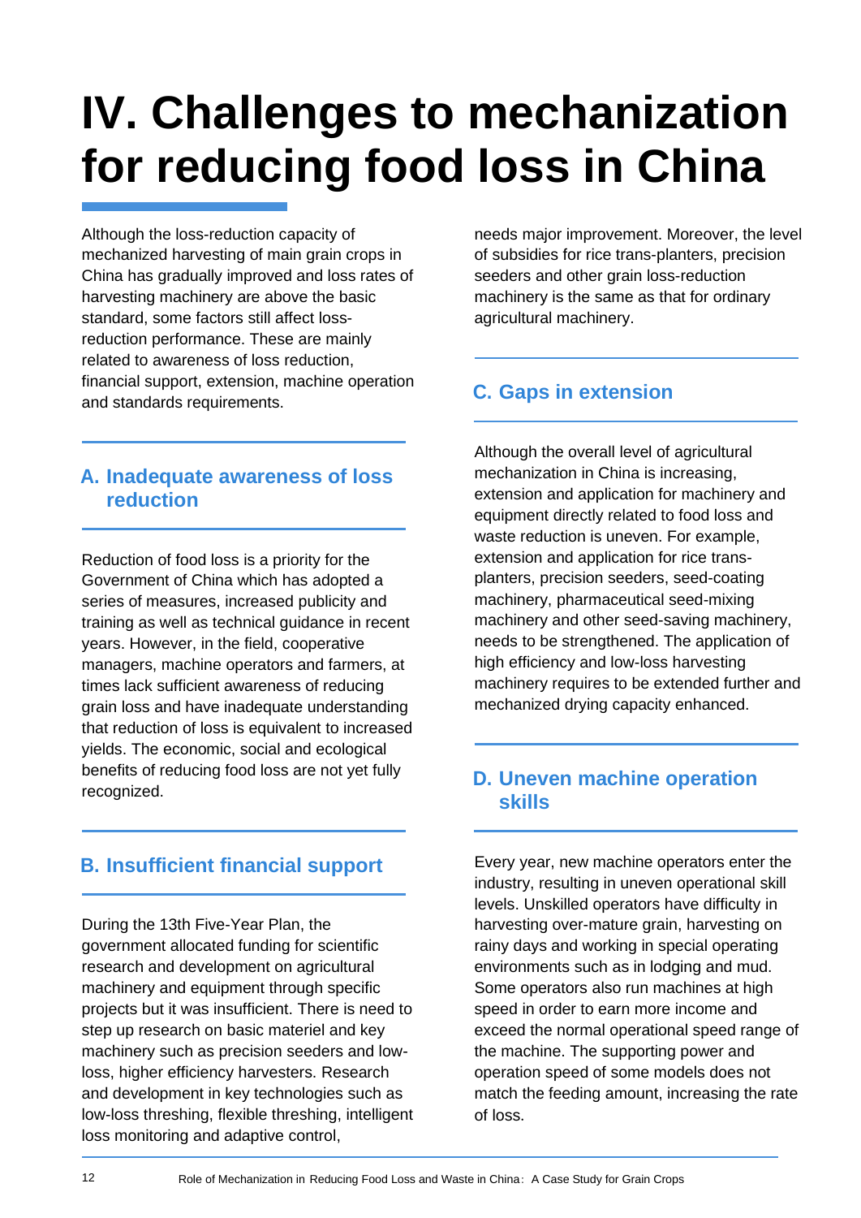# IV. Challenges to mechanization for reducing food loss in China

Although the loss-reduction capacity of mechanized harvesting of main grain crops in China has gradually improved and loss rates of harvesting machinery are above the basic standard, some factors still affect loss-reduction performance. These are mainly related to awareness of loss reduction, financial support, extension, machine operation and standards requirements.

## A. Inadequate awareness of loss reduction

Reduction of food loss is a priority for the Government of China which has adopted a series of measures, increased publicity and training as well as technical guidance in recent years. However, in the field, cooperative managers, machine operators and farmers, at times lack sufficient awareness of reducing grain loss and have inadequate understanding that reduction of loss is equivalent to increased yields. The economic, social and ecological benefits of reducing food loss are not yet fully recognized.

## B. Insufficient financial support

During the 13th Five-Year Plan, the government allocated funding for scientific research and development on agricultural machinery and equipment through specific projects but it was insufficient. There is need to step up research on basic materiel and key machinery such as precision seeders and low-loss, higher efficiency harvesters. Research and development in key technologies such as low-loss threshing, flexible threshing, intelligent loss monitoring and adaptive control, needs major improvement. Moreover, the level of subsidies for rice trans-planters, precision seeders and other grain loss-reduction machinery is the same as that for ordinary agricultural machinery.

## C. Gaps in extension

Although the overall level of agricultural mechanization in China is increasing, extension and application for machinery and equipment directly related to food loss and waste reduction is uneven. For example, extension and application for rice trans-planters, precision seeders, seed-coating machinery, pharmaceutical seed-mixing machinery and other seed-saving machinery, needs to be strengthened. The application of high efficiency and low-loss harvesting machinery requires to be extended further and mechanized drying capacity enhanced.

## D. Uneven machine operation skills

Every year, new machine operators enter the industry, resulting in uneven operational skill levels. Unskilled operators have difficulty in harvesting over-mature grain, harvesting on rainy days and working in special operating environments such as in lodging and mud. Some operators also run machines at high speed in order to earn more income and exceed the normal operational speed range of the machine. The supporting power and operation speed of some models does not match the feeding amount, increasing the rate of loss.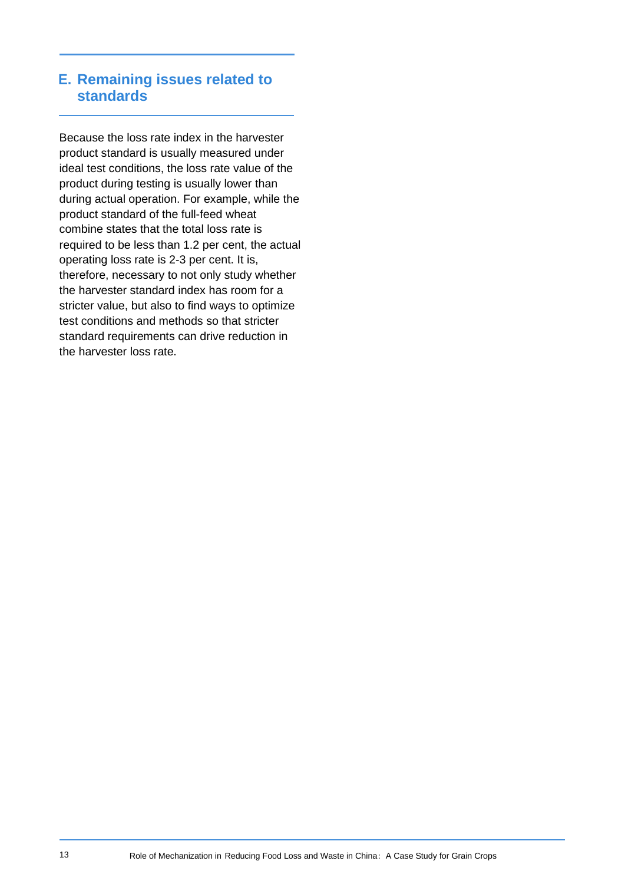## E. Remaining issues related to standards

Because the loss rate index in the harvester product standard is usually measured under ideal test conditions, the loss rate value of the product during testing is usually lower than during actual operation. For example, while the product standard of the full-feed wheat combine states that the total loss rate is required to be less than 1.2 per cent, the actual operating loss rate is 2-3 per cent. It is, therefore, necessary to not only study whether the harvester standard index has room for a stricter value, but also to find ways to optimize test conditions and methods so that stricter standard requirements can drive reduction in the harvester loss rate.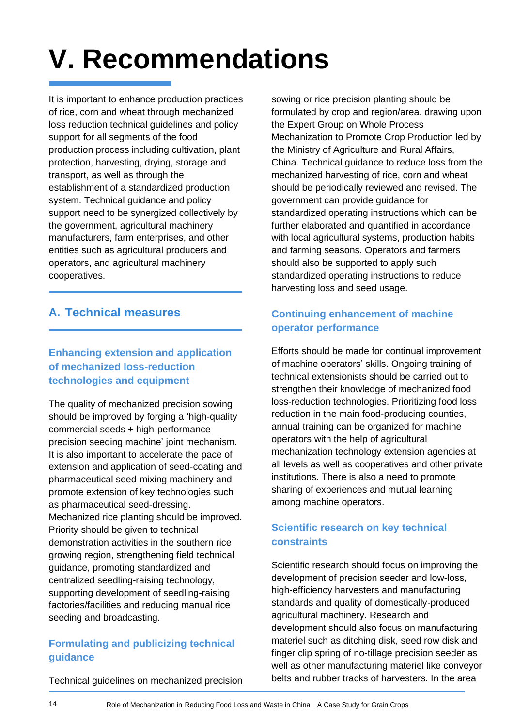# V. Recommendations

It is important to enhance production practices of rice, corn and wheat through mechanized loss reduction technical guidelines and policy support for all segments of the food production process including cultivation, plant protection, harvesting, drying, storage and transport, as well as through the establishment of a standardized production system. Technical guidance and policy support need to be synergized collectively by the government, agricultural machinery manufacturers, farm enterprises, and other entities such as agricultural producers and operators, and agricultural machinery cooperatives.

## A. Technical measures

### Enhancing extension and application of mechanized loss-reduction technologies and equipment

The quality of mechanized precision sowing should be improved by forging a 'high-quality commercial seeds + high-performance precision seeding machine' joint mechanism. It is also important to accelerate the pace of extension and application of seed-coating and pharmaceutical seed-mixing machinery and promote extension of key technologies such as pharmaceutical seed-dressing. Mechanized rice planting should be improved. Priority should be given to technical demonstration activities in the southern rice growing region, strengthening field technical guidance, promoting standardized and centralized seedling-raising technology, supporting development of seedling-raising factories/facilities and reducing manual rice seeding and broadcasting.

### Formulating and publicizing technical guidance

Technical guidelines on mechanized precision sowing or rice precision planting should be formulated by crop and region/area, drawing upon the Expert Group on Whole Process Mechanization to Promote Crop Production led by the Ministry of Agriculture and Rural Affairs, China. Technical guidance to reduce loss from the mechanized harvesting of rice, corn and wheat should be periodically reviewed and revised. The government can provide guidance for standardized operating instructions which can be further elaborated and quantified in accordance with local agricultural systems, production habits and farming seasons. Operators and farmers should also be supported to apply such standardized operating instructions to reduce harvesting loss and seed usage.

### Continuing enhancement of machine operator performance

Efforts should be made for continual improvement of machine operators' skills. Ongoing training of technical extensionists should be carried out to strengthen their knowledge of mechanized food loss-reduction technologies. Prioritizing food loss reduction in the main food-producing counties, annual training can be organized for machine operators with the help of agricultural mechanization technology extension agencies at all levels as well as cooperatives and other private institutions. There is also a need to promote sharing of experiences and mutual learning among machine operators.

### Scientific research on key technical constraints

Scientific research should focus on improving the development of precision seeder and low-loss, high-efficiency harvesters and manufacturing standards and quality of domestically-produced agricultural machinery. Research and development should also focus on manufacturing materiel such as ditching disk, seed row disk and finger clip spring of no-tillage precision seeder as well as other manufacturing materiel like conveyor belts and rubber tracks of harvesters. In the area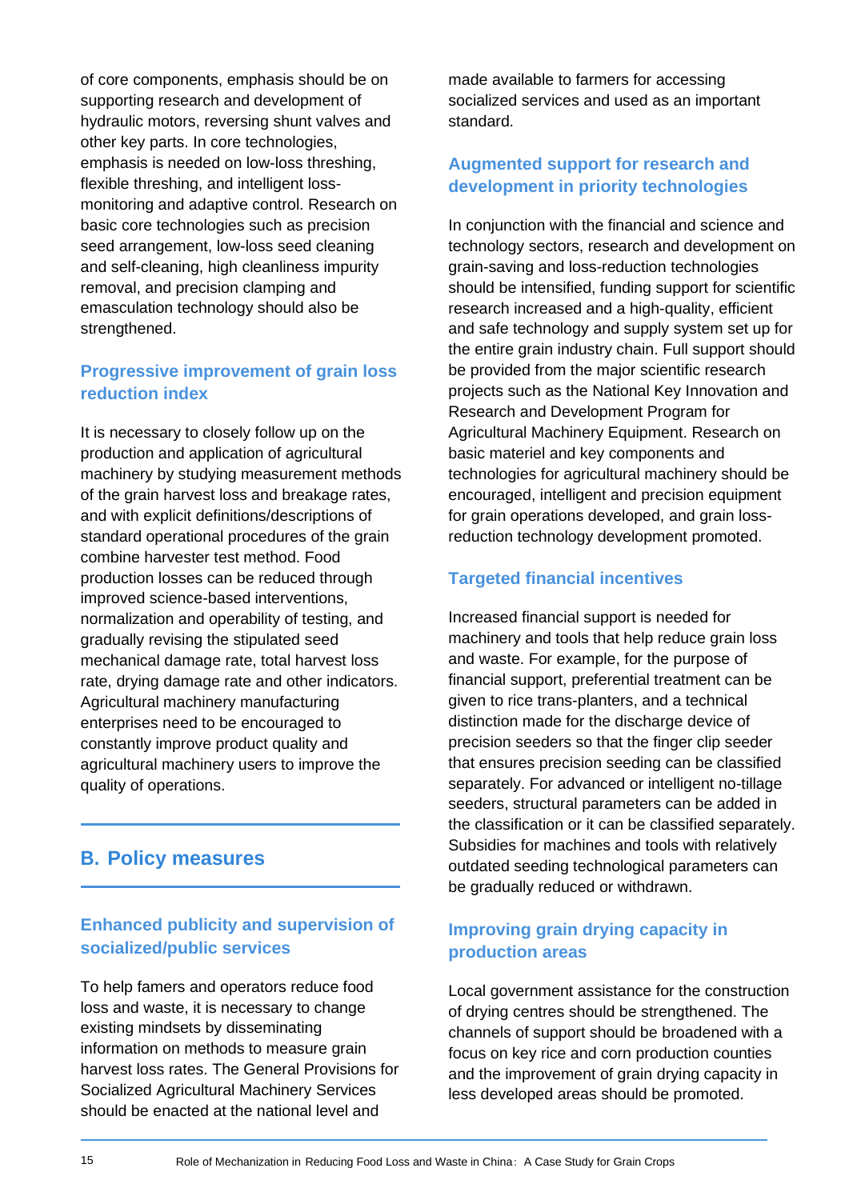of core components, emphasis should be on supporting research and development of hydraulic motors, reversing shunt valves and other key parts. In core technologies, emphasis is needed on low-loss threshing, flexible threshing, and intelligent loss-monitoring and adaptive control. Research on basic core technologies such as precision seed arrangement, low-loss seed cleaning and self-cleaning, high cleanliness impurity removal, and precision clamping and emasculation technology should also be strengthened.

### Progressive improvement of grain loss reduction index

It is necessary to closely follow up on the production and application of agricultural machinery by studying measurement methods of the grain harvest loss and breakage rates, and with explicit definitions/descriptions of standard operational procedures of the grain combine harvester test method. Food production losses can be reduced through improved science-based interventions, normalization and operability of testing, and gradually revising the stipulated seed mechanical damage rate, total harvest loss rate, drying damage rate and other indicators. Agricultural machinery manufacturing enterprises need to be encouraged to constantly improve product quality and agricultural machinery users to improve the quality of operations.

## B. Policy measures

### Enhanced publicity and supervision of socialized/public services

To help famers and operators reduce food loss and waste, it is necessary to change existing mindsets by disseminating information on methods to measure grain harvest loss rates. The General Provisions for Socialized Agricultural Machinery Services should be enacted at the national level and made available to farmers for accessing socialized services and used as an important standard.

### Augmented support for research and development in priority technologies

In conjunction with the financial and science and technology sectors, research and development on grain-saving and loss-reduction technologies should be intensified, funding support for scientific research increased and a high-quality, efficient and safe technology and supply system set up for the entire grain industry chain. Full support should be provided from the major scientific research projects such as the National Key Innovation and Research and Development Program for Agricultural Machinery Equipment. Research on basic materiel and key components and technologies for agricultural machinery should be encouraged, intelligent and precision equipment for grain operations developed, and grain loss-reduction technology development promoted.

### Targeted financial incentives

Increased financial support is needed for machinery and tools that help reduce grain loss and waste. For example, for the purpose of financial support, preferential treatment can be given to rice trans-planters, and a technical distinction made for the discharge device of precision seeders so that the finger clip seeder that ensures precision seeding can be classified separately. For advanced or intelligent no-tillage seeders, structural parameters can be added in the classification or it can be classified separately. Subsidies for machines and tools with relatively outdated seeding technological parameters can be gradually reduced or withdrawn.

### Improving grain drying capacity in production areas

Local government assistance for the construction of drying centres should be strengthened. The channels of support should be broadened with a focus on key rice and corn production counties and the improvement of grain drying capacity in less developed areas should be promoted.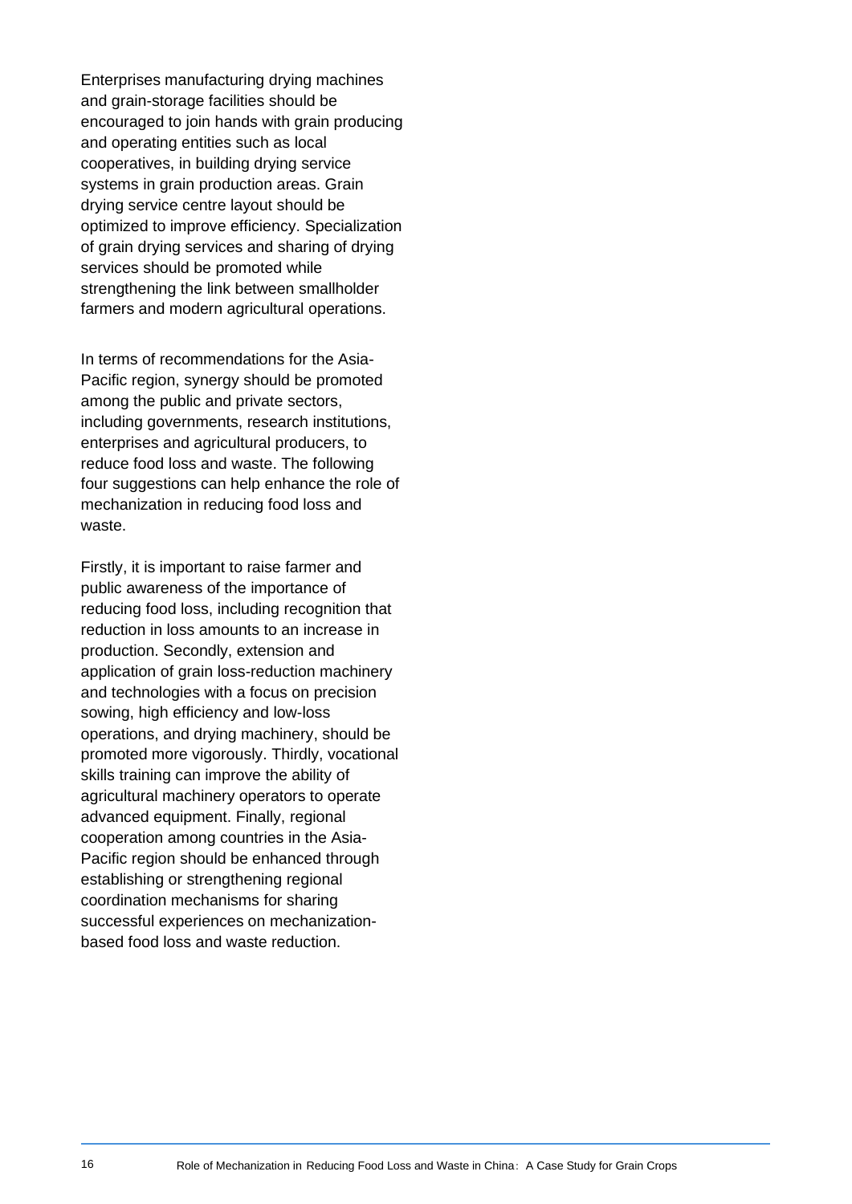Enterprises manufacturing drying machines and grain-storage facilities should be encouraged to join hands with grain producing and operating entities such as local cooperatives, in building drying service systems in grain production areas. Grain drying service centre layout should be optimized to improve efficiency. Specialization of grain drying services and sharing of drying services should be promoted while strengthening the link between smallholder farmers and modern agricultural operations.

In terms of recommendations for the Asia-Pacific region, synergy should be promoted among the public and private sectors, including governments, research institutions, enterprises and agricultural producers, to reduce food loss and waste. The following four suggestions can help enhance the role of mechanization in reducing food loss and waste.

Firstly, it is important to raise farmer and public awareness of the importance of reducing food loss, including recognition that reduction in loss amounts to an increase in production. Secondly, extension and application of grain loss-reduction machinery and technologies with a focus on precision sowing, high efficiency and low-loss operations, and drying machinery, should be promoted more vigorously. Thirdly, vocational skills training can improve the ability of agricultural machinery operators to operate advanced equipment. Finally, regional cooperation among countries in the Asia-Pacific region should be enhanced through establishing or strengthening regional coordination mechanisms for sharing successful experiences on mechanization-based food loss and waste reduction.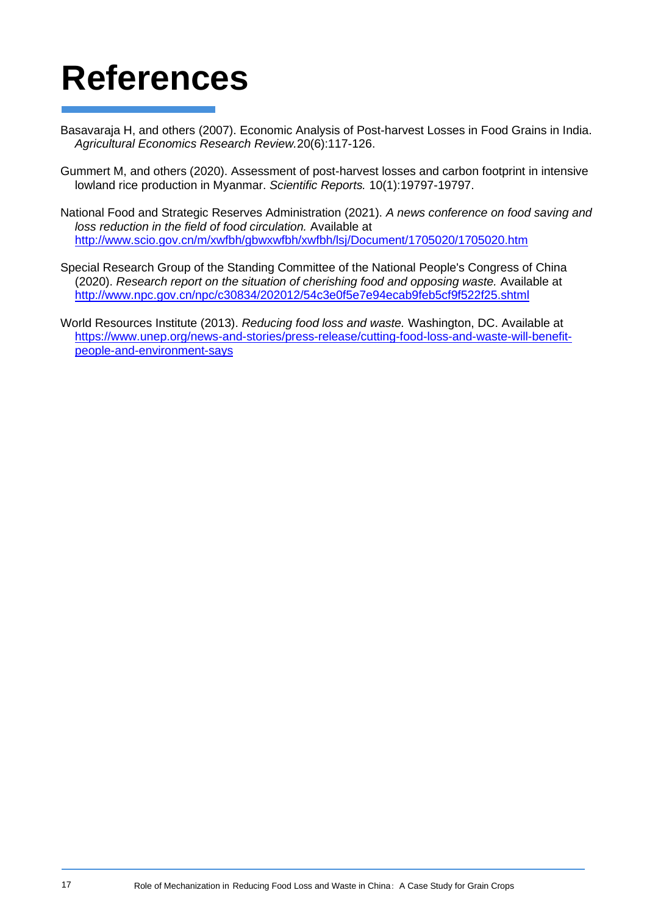# References

Basavaraja H, and others (2007). Economic Analysis of Post-harvest Losses in Food Grains in India. *Agricultural Economics Research Review.*20(6):117-126.

Gummert M, and others (2020). Assessment of post-harvest losses and carbon footprint in intensive lowland rice production in Myanmar. *Scientific Reports.* 10(1):19797-19797.

National Food and Strategic Reserves Administration (2021). *A news conference on food saving and loss reduction in the field of food circulation.* Available at http://www.scio.gov.cn/m/xwfbh/gbwxwfbh/xwfbh/lsj/Document/1705020/1705020.htm

Special Research Group of the Standing Committee of the National People's Congress of China (2020). *Research report on the situation of cherishing food and opposing waste.* Available at http://www.npc.gov.cn/npc/c30834/202012/54c3e0f5e7e94ecab9feb5cf9f522f25.shtml

World Resources Institute (2013). *Reducing food loss and waste.* Washington, DC. Available at https://www.unep.org/news-and-stories/press-release/cutting-food-loss-and-waste-will-benefit-people-and-environment-says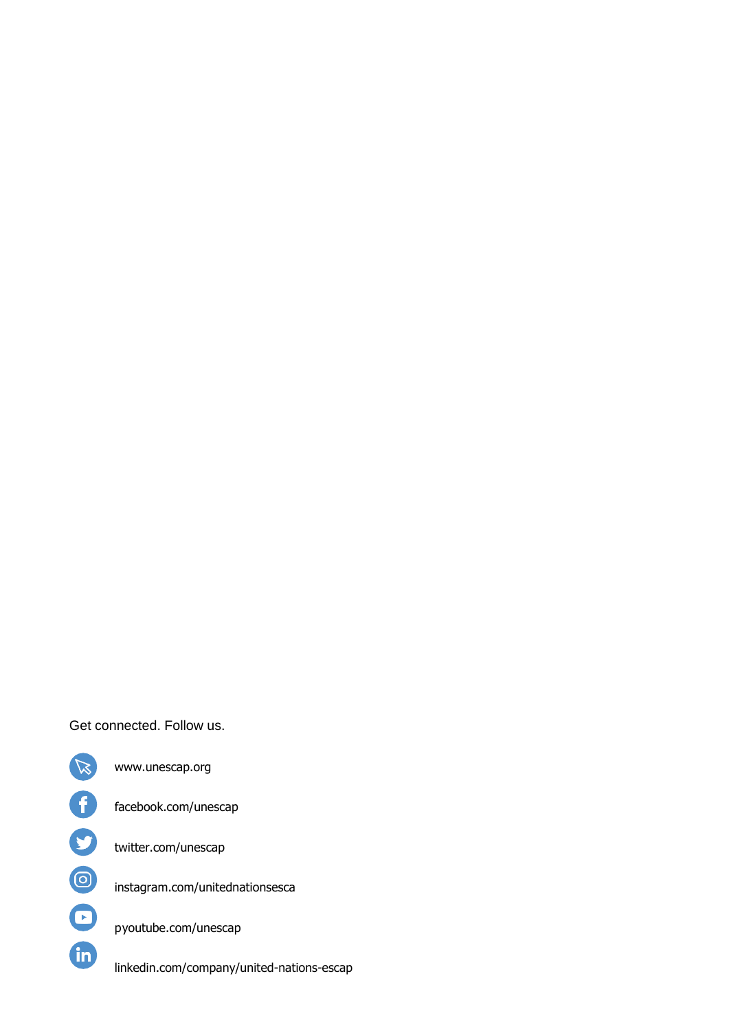Get connected. Follow us.

www.unescap.org

facebook.com/unescap

twitter.com/unescap

instagram.com/unitednationsesca

pyoutube.com/unescap

linkedin.com/company/united-nations-escap